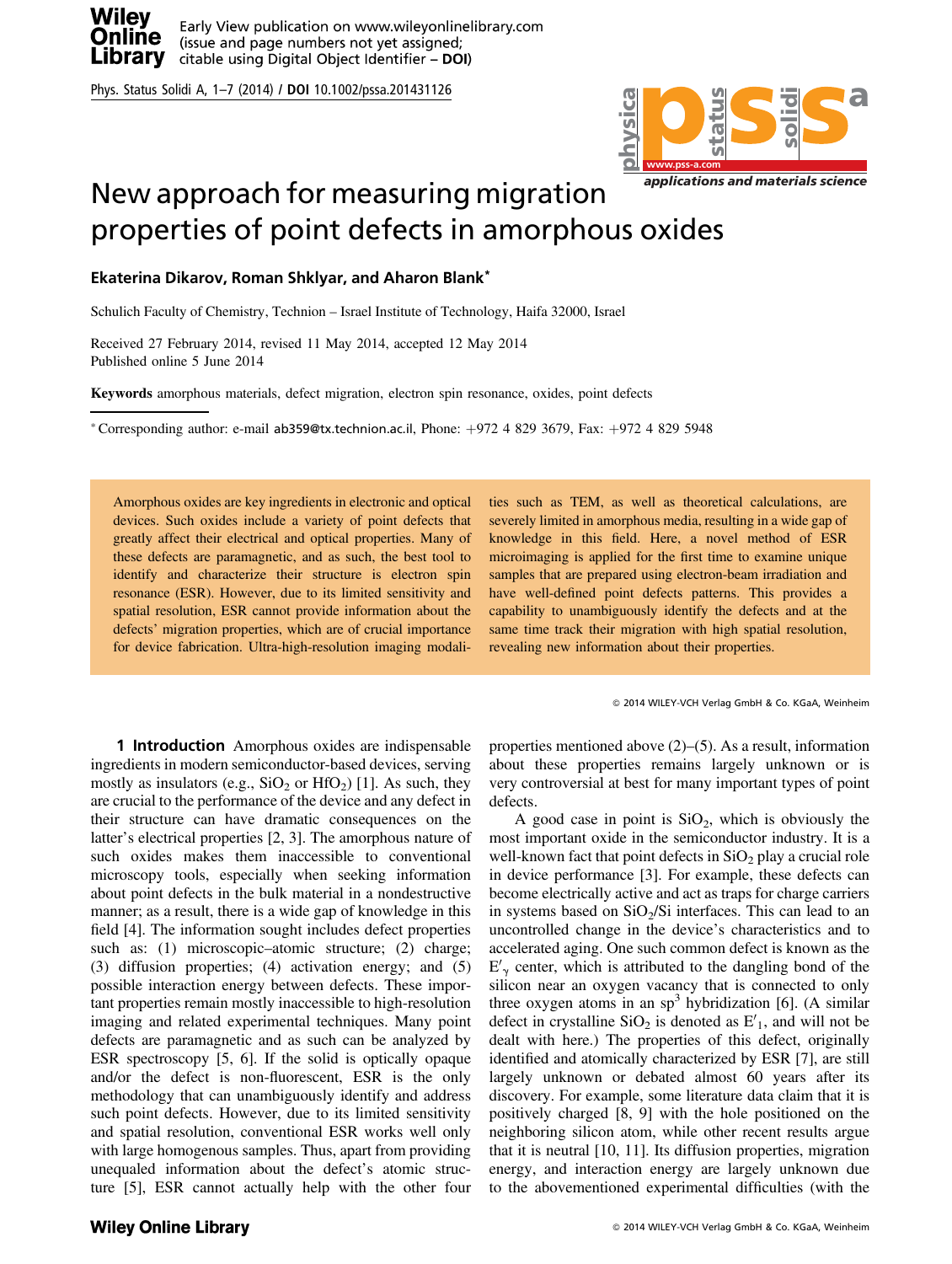# New approach for measuring migration properties of point defects in amorphous oxides

**Ekaterina Dikarov, Roman Shklyar, and Aharon Blank***

Schulich Faculty of Chemistry, Technion – Israel Institute of Technology, Haifa 32000, Israel

Received 27 February 2014, revised 11 May 2014, accepted 12 May 2014
Published online 5 June 2014

**Keywords** amorphous materials, defect migration, electron spin resonance, oxides, point defects

\* Corresponding author: e-mail ab359@tx.technion.ac.il, Phone: +972 4 829 3679, Fax: +972 4 829 5948

Amorphous oxides are key ingredients in electronic and optical devices. Such oxides include a variety of point defects that greatly affect their electrical and optical properties. Many of these defects are paramagnetic, and as such, the best tool to identify and characterize their structure is electron spin resonance (ESR). However, due to its limited sensitivity and spatial resolution, ESR cannot provide information about the defects' migration properties, which are of crucial importance for device fabrication. Ultra-high-resolution imaging modalities such as TEM, as well as theoretical calculations, are severely limited in amorphous media, resulting in a wide gap of knowledge in this field. Here, a novel method of ESR microimaging is applied for the first time to examine unique samples that are prepared using electron-beam irradiation and have well-defined point defects patterns. This provides a capability to unambiguously identify the defects and at the same time track their migration with high spatial resolution, revealing new information about their properties.

© 2014 WILEY-VCH Verlag GmbH & Co. KGaA, Weinheim

## 1 Introduction

Amorphous oxides are indispensable ingredients in modern semiconductor-based devices, serving mostly as insulators (e.g., $SiO_2$ or $HfO_2$) [1]. As such, they are crucial to the performance of the device and any defect in their structure can have dramatic consequences on the latter's electrical properties [2, 3]. The amorphous nature of such oxides makes them inaccessible to conventional microscopy tools, especially when seeking information about point defects in the bulk material in a nondestructive manner; as a result, there is a wide gap of knowledge in this field [4]. The information sought includes defect properties such as: (1) microscopic–atomic structure; (2) charge; (3) diffusion properties; (4) activation energy; and (5) possible interaction energy between defects. These important properties remain mostly inaccessible to high-resolution imaging and related experimental techniques. Many point defects are paramagnetic and as such can be analyzed by ESR spectroscopy [5, 6]. If the solid is optically opaque and/or the defect is non-fluorescent, ESR is the only methodology that can unambiguously identify and address such point defects. However, due to its limited sensitivity and spatial resolution, conventional ESR works well only with large homogenous samples. Thus, apart from providing unequaled information about the defect's atomic structure [5], ESR cannot actually help with the other four properties mentioned above (2)–(5). As a result, information about these properties remains largely unknown or is very controversial at best for many important types of point defects.

A good case in point is $SiO_2$, which is obviously the most important oxide in the semiconductor industry. It is a well-known fact that point defects in $SiO_2$ play a crucial role in device performance [3]. For example, these defects can become electrically active and act as traps for charge carriers in systems based on $SiO_2$/Si interfaces. This can lead to an uncontrolled change in the device's characteristics and to accelerated aging. One such common defect is known as the $E'_\gamma$ center, which is attributed to the dangling bond of the silicon near an oxygen vacancy that is connected to only three oxygen atoms in an $sp^3$ hybridization [6]. (A similar defect in crystalline $SiO_2$ is denoted as $E'_1$, and will not be dealt with here.) The properties of this defect, originally identified and atomically characterized by ESR [7], are still largely unknown or debated almost 60 years after its discovery. For example, some literature data claim that it is positively charged [8, 9] with the hole positioned on the neighboring silicon atom, while other recent results argue that it is neutral [10, 11]. Its diffusion properties, migration energy, and interaction energy are largely unknown due to the abovementioned experimental difficulties (with the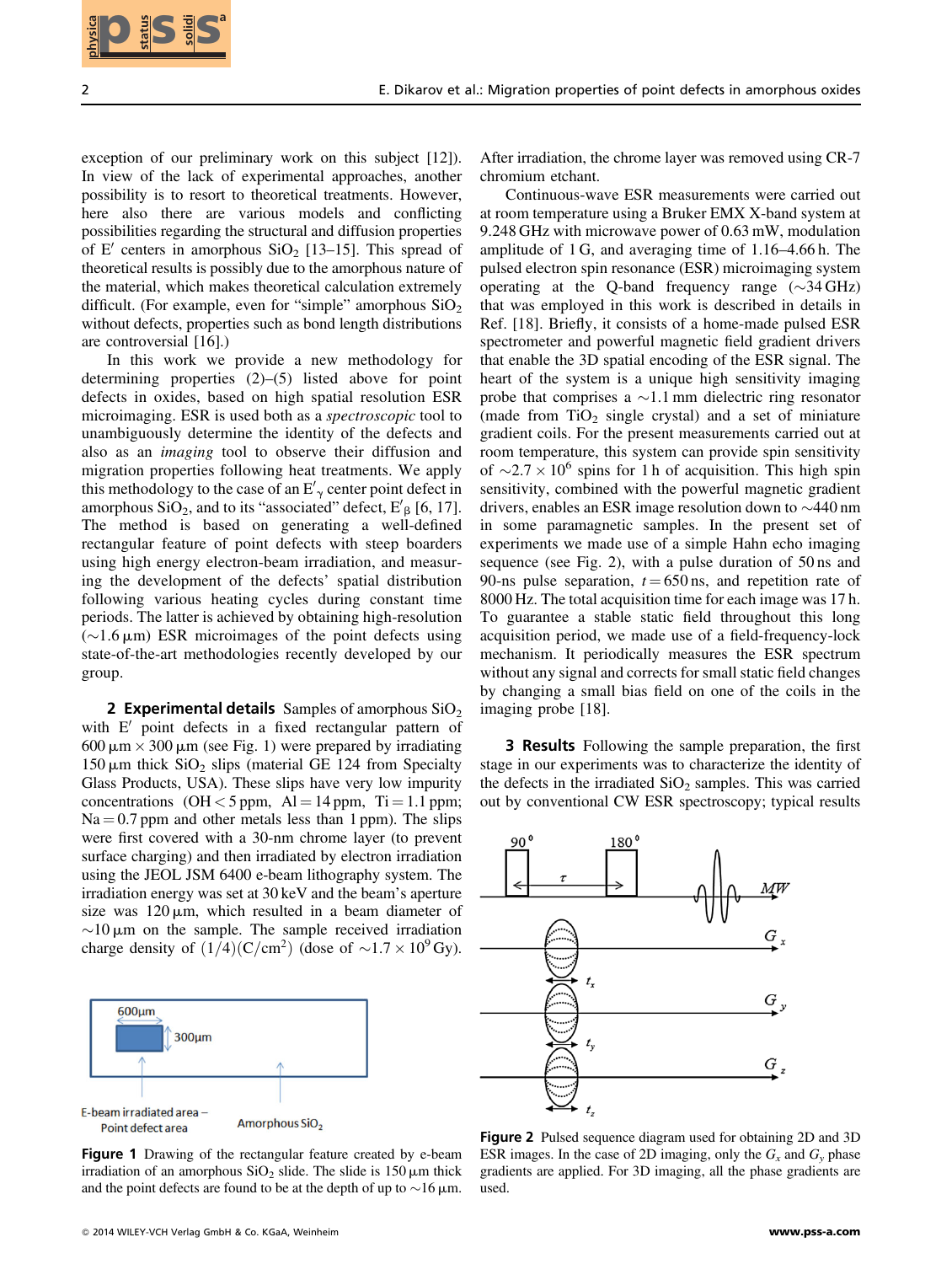exception of our preliminary work on this subject [12]). In view of the lack of experimental approaches, another possibility is to resort to theoretical treatments. However, here also there are various models and conflicting possibilities regarding the structural and diffusion properties of E′ centers in amorphous $SiO_2$ [13–15]. This spread of theoretical results is possibly due to the amorphous nature of the material, which makes theoretical calculation extremely difficult. (For example, even for "simple" amorphous $SiO_2$ without defects, properties such as bond length distributions are controversial [16].)

In this work we provide a new methodology for determining properties (2)–(5) listed above for point defects in oxides, based on high spatial resolution ESR microimaging. ESR is used both as a *spectroscopic* tool to unambiguously determine the identity of the defects and also as an *imaging* tool to observe their diffusion and migration properties following heat treatments. We apply this methodology to the case of an $E'_\gamma$ center point defect in amorphous $SiO_2$, and to its "associated" defect, $E'_\beta$ [6, 17]. The method is based on generating a well-defined rectangular feature of point defects with steep boarders using high energy electron-beam irradiation, and measuring the development of the defects' spatial distribution following various heating cycles during constant time periods. The latter is achieved by obtaining high-resolution (~1.6 μm) ESR microimages of the point defects using state-of-the-art methodologies recently developed by our group.

## 2 Experimental details

Samples of amorphous $SiO_2$ with E′ point defects in a fixed rectangular pattern of 600 μm × 300 μm (see Fig. 1) were prepared by irradiating 150 μm thick $SiO_2$ slips (material GE 124 from Specialty Glass Products, USA). These slips have very low impurity concentrations (OH < 5 ppm, Al = 14 ppm, Ti = 1.1 ppm; Na = 0.7 ppm and other metals less than 1 ppm). The slips were first covered with a 30-nm chrome layer (to prevent surface charging) and then irradiated by electron-beam irradiation using the JEOL JSM 6400 e-beam lithography system. The irradiation energy was set at 30 keV and the beam's aperture size was 120 μm, which resulted in a beam diameter of ~10 μm on the sample. The sample received irradiation charge density of $(1/4)(\mathrm{C/cm^2})$ (dose of $\sim 1.7 \times 10^9$ Gy). After irradiation, the chrome layer was removed using CR-7 chromium etchant.

Figure 1 Drawing of the rectangular feature created by e-beam irradiation of an amorphous $SiO_2$ slide. The slide is 150 μm thick and the point defects are found to be at the depth of up to ~16 μm.

Continuous-wave ESR measurements were carried out at room temperature using a Bruker EMX X-band system at 9.248 GHz with microwave power of 0.63 mW, modulation amplitude of 1 G, and averaging time of 1.16–4.66 h. The pulsed electron spin resonance (ESR) microimaging system operating at the Q-band frequency range (~34 GHz) that was employed in this work is described in details in Ref. [18]. Briefly, it consists of a home-made pulsed ESR spectrometer and powerful magnetic field gradient drivers that enable the 3D spatial encoding of the ESR signal. The heart of the system is a unique high sensitivity imaging probe that comprises a ~1.1 mm dielectric ring resonator (made from $TiO_2$ single crystal) and a set of miniature gradient coils. For the present measurements carried out at room temperature, this system can provide spin sensitivity of $\sim 2.7 \times 10^6$ spins for 1 h of acquisition. This high spin sensitivity, combined with the powerful magnetic gradient drivers, enables an ESR image resolution down to ~440 nm in some paramagnetic samples. In the present set of experiments we made use of a simple Hahn echo imaging sequence (see Fig. 2), with a pulse duration of 50 ns and 90-ns pulse separation, $t$ = 650 ns, and repetition rate of 8000 Hz. The total acquisition time for each image was 17 h. To guarantee a stable static field throughout this long acquisition period, we made use of a field-frequency-lock mechanism. It periodically measures the ESR spectrum without any signal and corrects for small static field changes by changing a small bias field on one of the coils in the imaging probe [18].

Figure 2 Pulsed sequence diagram used for obtaining 2D and 3D ESR images. In the case of 2D imaging, only the $G_x$ and $G_y$ phase gradients are applied. For 3D imaging, all the phase gradients are used.

## 3 Results

Following the sample preparation, the first stage in our experiments was to characterize the identity of the defects in the irradiated $SiO_2$ samples. This was carried out by conventional CW ESR spectroscopy; typical results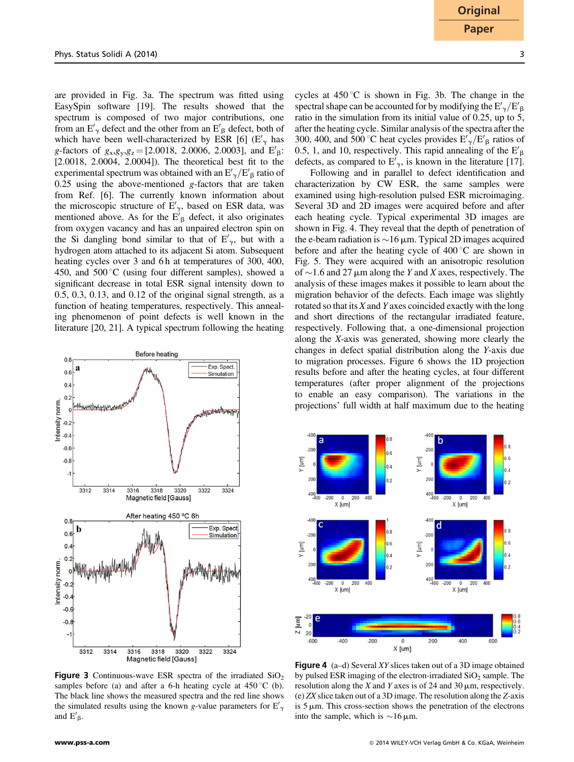are provided in Fig. 3a. The spectrum was fitted using EasySpin software [19]. The results showed that the spectrum is composed of two major contributions, one from an $E'_\gamma$ defect and the other from an $E'_\beta$ defect, both of which have been well-characterized by ESR [6] ($E'_\gamma$ has $g$-factors of $g_x,g_y,g_z = [2.0018, 2.0006, 2.0003]$, and $E'_\beta$: [2.0018, 2.0004, 2.0004]). The theoretical best fit to the experimental spectrum was obtained with an $E'_\gamma/E'_\beta$ ratio of 0.25 using the above-mentioned $g$-factors that are taken from Ref. [6]. The currently known information about the microscopic structure of $E'_\gamma$, based on ESR data, was mentioned above. As for the $E'_\beta$ defect, it also originates from oxygen vacancy and has an unpaired electron spin on the Si dangling bond similar to that of $E'_\gamma$, but with a hydrogen atom attached to its adjacent Si atom. Subsequent heating cycles over 3 and 6 h at temperatures of 300, 400, 450, and 500 °C (using four different samples), showed a significant decrease in total ESR signal intensity down to 0.5, 0.3, 0.13, and 0.12 of the original signal strength, as a function of heating temperatures, respectively. This annealing phenomenon of point defects is well known in the literature [20, 21]. A typical spectrum following the heating cycles at 450 °C is shown in Fig. 3b. The change in the spectral shape can be accounted for by modifying the $E'_\gamma/E'_\beta$ ratio in the simulation from its initial value of 0.25, up to 5, after the heating cycle. Similar analysis of the spectra after the 300, 400, and 500 °C heat cycles provides $E'_\gamma/E'_\beta$ ratios of 0.5, 1, and 10, respectively. This rapid annealing of the $E'_\beta$ defects, as compared to $E'_\gamma$, is known in the literature [17].

**Figure 3** Continuous-wave ESR spectra of the irradiated $SiO_2$ samples before (a) and after a 6-h heating cycle at 450 °C (b). The black line shows the measured spectra and the red line shows the simulated results using the known $g$-value parameters for $E'_\gamma$ and $E'_\beta$.

Following and in parallel to defect identification and characterization by CW ESR, the same samples were examined using high-resolution pulsed ESR microimaging. Several 3D and 2D images were acquired before and after each heating cycle. Typical experimental 3D images are shown in Fig. 4. They reveal that the depth of penetration of the e-beam radiation is ~16 μm. Typical 2D images acquired before and after the heating cycle of 400 °C are shown in Fig. 5. They were acquired with an anisotropic resolution of ~1.6 and 27 μm along the $Y$ and $X$ axes, respectively. The analysis of these images makes it possible to learn about the migration behavior of the defects. Each image was slightly rotated so that its $X$ and $Y$ axes coincided exactly with the long and short directions of the rectangular irradiated feature, respectively. Following that, a one-dimensional projection along the $X$-axis was generated, showing more clearly the changes in defect spatial distribution along the $Y$-axis due to migration processes. Figure 6 shows the 1D projection results before and after the heating cycles, at four different temperatures (after proper alignment of the projections to enable an easy comparison). The variations in the projections' full width at half maximum due to the heating

**Figure 4** (a–d) Several $XY$ slices taken out of a 3D image obtained by pulsed ESR imaging of the electron-irradiated $SiO_2$ sample. The resolution along the $X$ and $Y$ axes is of 24 and 30 μm, respectively. (e) $ZX$ slice taken out of a 3D image. The resolution along the $Z$-axis is 5 μm. This cross-section shows the penetration of the electrons into the sample, which is ~16 μm.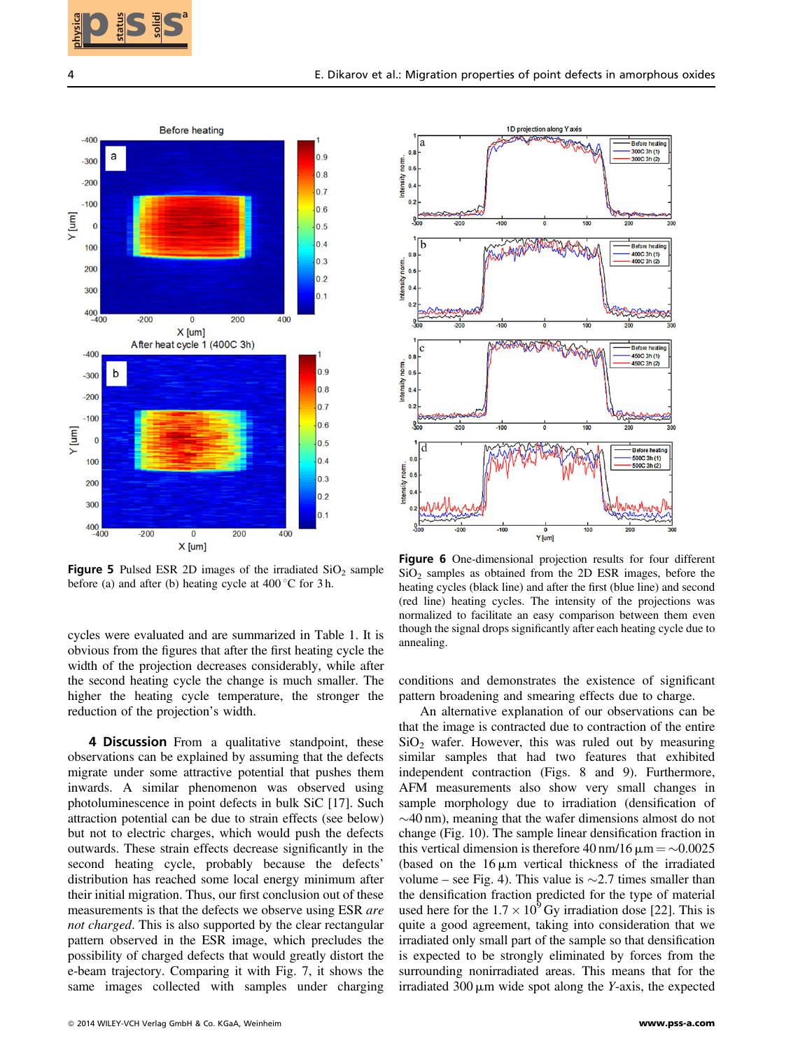**Figure 5** Pulsed ESR 2D images of the irradiated $SiO_2$ sample before (a) and after (b) heating cycle at 400 °C for 3 h.

**Figure 6** One-dimensional projection results for four different $SiO_2$ samples as obtained from the 2D ESR images, before the heating cycles (black line) and after the first (blue line) and second (red line) heating cycles. The intensity of the projections was normalized to facilitate an easy comparison between them even though the signal drops significantly after each heating cycle due to annealing.

cycles were evaluated and are summarized in Table 1. It is obvious from the figures that after the first heating cycle the width of the projection decreases considerably, while after the second heating cycle the change is much smaller. The higher the heating cycle temperature, the stronger the reduction of the projection's width.

**4 Discussion** From a qualitative standpoint, these observations can be explained by assuming that the defects migrate under some attractive potential that pushes them inwards. A similar phenomenon was observed using photoluminescence in point defects in bulk SiC [17]. Such attraction potential can be due to strain effects (see below) but not to electric charges, which would push the defects outwards. These strain effects decrease significantly in the second heating cycle, probably because the defects' distribution has reached some local energy minimum after their initial migration. Thus, our first conclusion out of these measurements is that the defects we observe using ESR *are not charged*. This is also supported by the clear rectangular pattern observed in the ESR image, which precludes the possibility of charged defects that would greatly distort the e-beam trajectory. Comparing it with Fig. 7, it shows the same images collected with samples under charging conditions and demonstrates the existence of significant pattern broadening and smearing effects due to charge.

An alternative explanation of our observations can be that the image is contracted due to contraction of the entire $SiO_2$ wafer. However, this was ruled out by measuring similar samples that had two features that exhibited independent contraction (Figs. 8 and 9). Furthermore, AFM measurements also show very small changes in sample morphology due to irradiation (densification of ~40 nm), meaning that the wafer dimensions almost do not change (Fig. 10). The sample linear densification fraction in this vertical dimension is therefore 40 nm/16 μm = ~0.0025 (based on the 16 μm vertical thickness of the irradiated volume – see Fig. 4). This value is ~2.7 times smaller than the densification fraction predicted for the type of material used here for the $1.7 \times 10^9$ Gy irradiation dose [22]. This is quite a good agreement, taking into consideration that we irradiated only small part of the sample so that densification is expected to be strongly eliminated by forces from the surrounding nonirradiated areas. This means that for the irradiated 300 μm wide spot along the *Y*-axis, the expected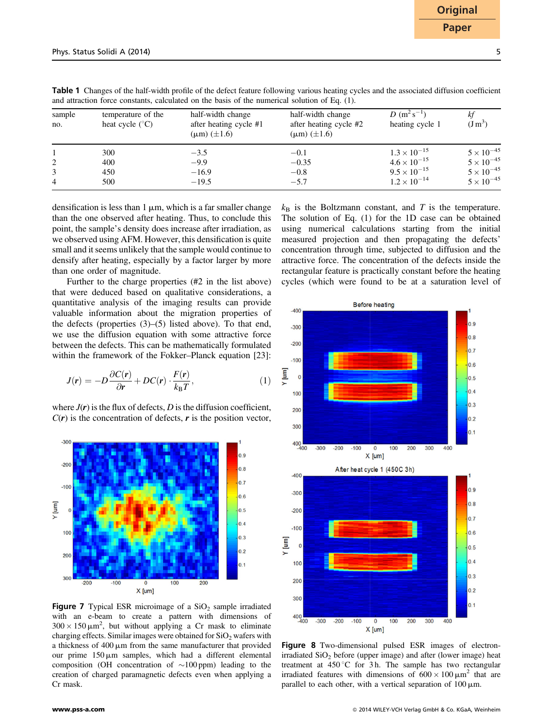**Table 1** Changes of the half-width profile of the defect feature following various heating cycles and the associated diffusion coefficient and attraction force constants, calculated on the basis of the numerical solution of Eq. (1).

| sample no. | temperature of the heat cycle (°C) | half-width change after heating cycle #1 (μm) (±1.6) | half-width change after heating cycle #2 (μm) (±1.6) | $D$ ($m^2 s^{-1}$) heating cycle 1 | $kf$ ($J m^3$) |
|---|---|---|---|---|---|
| 1 | 300 | −3.5 | −0.1 | $1.3 \times 10^{-15}$ | $5 \times 10^{-45}$ |
| 2 | 400 | −9.9 | −0.35 | $4.6 \times 10^{-15}$ | $5 \times 10^{-45}$ |
| 3 | 450 | −16.9 | −0.8 | $9.5 \times 10^{-15}$ | $5 \times 10^{-45}$ |
| 4 | 500 | −19.5 | −5.7 | $1.2 \times 10^{-14}$ | $5 \times 10^{-45}$ |

densification is less than 1 μm, which is a far smaller change than the one observed after heating. Thus, to conclude this point, the sample's density does increase after irradiation, as we observed using AFM. However, this densification is quite small and it seems unlikely that the sample would continue to densify after heating, especially by a factor larger by more than one order of magnitude.

Further to the charge properties (#2 in the list above) that were deduced based on qualitative considerations, a quantitative analysis of the imaging results can provide valuable information about the migration properties of the defects (properties (3)–(5) listed above). To that end, we use the diffusion equation with some attractive force between the defects. This can be mathematically formulated within the framework of the Fokker–Planck equation [23]:

$$J(\boldsymbol{r}) = -D\frac{\partial C(\boldsymbol{r})}{\partial \boldsymbol{r}} + DC(\boldsymbol{r}) \cdot \frac{F(\boldsymbol{r})}{k_B T}, \qquad (1)$$

where $J(\boldsymbol{r})$ is the flux of defects, $D$ is the diffusion coefficient, $C(\boldsymbol{r})$ is the concentration of defects, $\boldsymbol{r}$ is the position vector, $k_B$ is the Boltzmann constant, and $T$ is the temperature. The solution of Eq. (1) for the 1D case can be obtained using numerical calculations starting from the initial measured projection and then propagating the defects' concentration through time, subjected to diffusion and the attractive force. The concentration of the defects inside the rectangular feature is practically constant before the heating cycles (which were found to be at a saturation level of

**Figure 7** Typical ESR microimage of a $SiO_2$ sample irradiated with an e-beam to create a pattern with dimensions of $300 \times 150\,\mu m^2$, but without applying a Cr mask to eliminate charging effects. Similar images were obtained for $SiO_2$ wafers with a thickness of 400 μm from the same manufacturer that provided our prime 150 μm samples, which had a different elemental composition (OH concentration of ∼100 ppm) leading to the creation of charged paramagnetic defects even when applying a Cr mask.

**Figure 8** Two-dimensional pulsed ESR images of electron-irradiated $SiO_2$ before (upper image) and after (lower image) heat treatment at 450 °C for 3 h. The sample has two rectangular irradiated features with dimensions of $600 \times 100\,\mu m^2$ that are parallel to each other, with a vertical separation of 100 μm.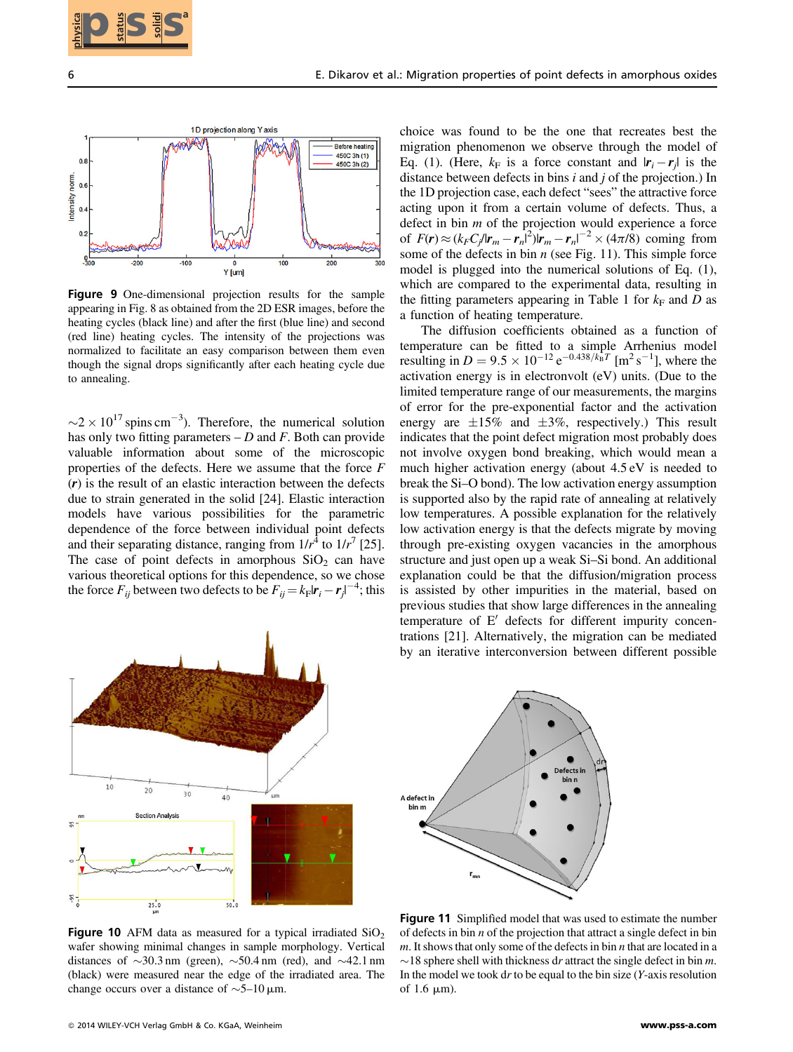**Figure 9** One-dimensional projection results for the sample appearing in Fig. 8 as obtained from the 2D ESR images, before the heating cycles (black line) and after the first (blue line) and second (red line) heating cycles. The intensity of the projections was normalized to facilitate an easy comparison between them even though the signal drops significantly after each heating cycle due to annealing.

$\sim 2 \times 10^{17}$ spins cm$^{-3}$). Therefore, the numerical solution has only two fitting parameters – $D$ and $F$. Both can provide valuable information about some of the microscopic properties of the defects. Here we assume that the force $F$ ($\boldsymbol{r}$) is the result of an elastic interaction between the defects due to strain generated in the solid [24]. Elastic interaction models have various possibilities for the parametric dependence of the force between individual point defects and their separating distance, ranging from $1/r^4$ to $1/r^7$ [25]. The case of point defects in amorphous $SiO_2$ can have various theoretical options for this dependence, so we chose the force $F_{ij}$ between two defects to be $F_{ij} = k_F|\boldsymbol{r}_i - \boldsymbol{r}_j|^{-4}$; this choice was found to be the one that recreates best the migration phenomenon we observe through the model of Eq. (1). (Here, $k_F$ is a force constant and $|\boldsymbol{r}_i - \boldsymbol{r}_j|$ is the distance between defects in bins $i$ and $j$ of the projection.) In the 1D projection case, each defect "sees" the attractive force acting upon it from a certain volume of defects. Thus, a defect in bin $m$ of the projection would experience a force of $F(\boldsymbol{r}) \approx (k_F C_j/|\boldsymbol{r}_m - \boldsymbol{r}_n|^2)|\boldsymbol{r}_m - \boldsymbol{r}_n|^{-2} \times (4\pi/8)$ coming from some of the defects in bin $n$ (see Fig. 11). This simple force model is plugged into the numerical solutions of Eq. (1), which are compared to the experimental data, resulting in the fitting parameters appearing in Table 1 for $k_F$ and $D$ as a function of heating temperature.

The diffusion coefficients obtained as a function of temperature can be fitted to a simple Arrhenius model resulting in $D = 9.5 \times 10^{-12}\, e^{-0.438/k_B T}$ [m$^2$ s$^{-1}$], where the activation energy is in electronvolt (eV) units. (Due to the limited temperature range of our measurements, the margins of error for the pre-exponential factor and the activation energy are ±15% and ±3%, respectively.) This result indicates that the point defect migration most probably does not involve oxygen bond breaking, which would mean a much higher activation energy (about 4.5 eV is needed to break the Si–O bond). The low activation energy assumption is supported also by the rapid rate of annealing at relatively low temperatures. A possible explanation for the relatively low activation energy is that the defects migrate by moving through pre-existing oxygen vacancies in the amorphous structure and just open up a weak Si–Si bond. An additional explanation could be that the diffusion/migration process is assisted by other impurities in the material, based on previous studies that show large differences in the annealing temperature of E′ defects for different impurity concentrations [21]. Alternatively, the migration can be mediated by an iterative interconversion between different possible

**Figure 10** AFM data as measured for a typical irradiated $SiO_2$ wafer showing minimal changes in sample morphology. Vertical distances of ~30.3 nm (green), ~50.4 nm (red), and ~42.1 nm (black) were measured near the edge of the irradiated area. The change occurs over a distance of ~5–10 μm.

**Figure 11** Simplified model that was used to estimate the number of defects in bin $n$ of the projection that attract a single defect in bin $m$. It shows that only some of the defects in bin $n$ that are located in a ~18 sphere shell with thickness d$r$ attract the single defect in bin $m$. In the model we took d$r$ to be equal to the bin size ($Y$-axis resolution of 1.6 μm).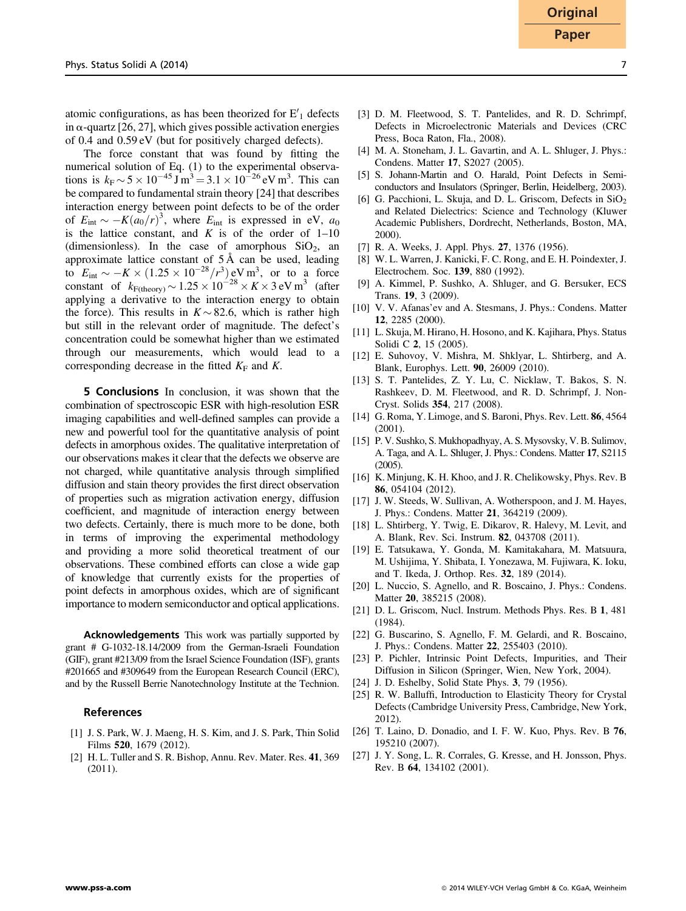atomic configurations, as has been theorized for $E'_1$ defects in α-quartz [26, 27], which gives possible activation energies of 0.4 and 0.59 eV (but for positively charged defects).

The force constant that was found by fitting the numerical solution of Eq. (1) to the experimental observations is $k_F \sim 5 \times 10^{-45}\,\mathrm{J\,m^3} = 3.1 \times 10^{-26}\,\mathrm{eV\,m^3}$. This can be compared to fundamental strain theory [24] that describes interaction energy between point defects to be of the order of $E_{int} \sim -K(a_0/r)^3$, where $E_{int}$ is expressed in eV, $a_0$ is the lattice constant, and $K$ is of the order of 1–10 (dimensionless). In the case of amorphous $SiO_2$, an approximate lattice constant of 5 Å can be used, leading to $E_{int} \sim -K \times (1.25 \times 10^{-28}/r^3)\,\mathrm{eV\,m^3}$, or to a force constant of $k_{F(theory)} \sim 1.25 \times 10^{-28} \times K \times 3\,\mathrm{eV\,m^3}$ (after applying a derivative to the interaction energy to obtain the force). This results in $K \sim 82.6$, which is rather high but still in the relevant order of magnitude. The defect's concentration could be somewhat higher than we estimated through our measurements, which would lead to a corresponding decrease in the fitted $K_F$ and $K$.

## 5 Conclusions

In conclusion, it was shown that the combination of spectroscopic ESR with high-resolution ESR imaging capabilities and well-defined samples can provide a new and powerful tool for the quantitative analysis of point defects in amorphous oxides. The qualitative interpretation of our observations makes it clear that the defects we observe are not charged, while quantitative analysis through simplified diffusion and stain theory provides the first direct observation of properties such as migration activation energy, diffusion coefficient, and magnitude of interaction energy between two defects. Certainly, there is much more to be done, both in terms of improving the experimental methodology and providing a more solid theoretical treatment of our observations. These combined efforts can close a wide gap of knowledge that currently exists for the properties of point defects in amorphous oxides, which are of significant importance to modern semiconductor and optical applications.

**Acknowledgements** This work was partially supported by grant # G-1032-18.14/2009 from the German-Israeli Foundation (GIF), grant #213/09 from the Israel Science Foundation (ISF), grants #201665 and #309649 from the European Research Council (ERC), and by the Russell Berrie Nanotechnology Institute at the Technion.

## References

[1] J. S. Park, W. J. Maeng, H. S. Kim, and J. S. Park, Thin Solid Films **520**, 1679 (2012).

[2] H. L. Tuller and S. R. Bishop, Annu. Rev. Mater. Res. **41**, 369 (2011).

[3] D. M. Fleetwood, S. T. Pantelides, and R. D. Schrimpf, Defects in Microelectronic Materials and Devices (CRC Press, Boca Raton, Fla., 2008).

[4] M. A. Stoneham, J. L. Gavartin, and A. L. Shluger, J. Phys.: Condens. Matter **17**, S2027 (2005).

[5] S. Johann-Martin and O. Harald, Point Defects in Semiconductors and Insulators (Springer, Berlin, Heidelberg, 2003).

[6] G. Pacchioni, L. Skuja, and D. L. Griscom, Defects in $SiO_2$ and Related Dielectrics: Science and Technology (Kluwer Academic Publishers, Dordrecht, Netherlands, Boston, MA, 2000).

[7] R. A. Weeks, J. Appl. Phys. **27**, 1376 (1956).

[8] W. L. Warren, J. Kanicki, F. C. Rong, and E. H. Poindexter, J. Electrochem. Soc. **139**, 880 (1992).

[9] A. Kimmel, P. Sushko, A. Shluger, and G. Bersuker, ECS Trans. **19**, 3 (2009).

[10] V. V. Afanas'ev and A. Stesmans, J. Phys.: Condens. Matter **12**, 2285 (2000).

[11] L. Skuja, M. Hirano, H. Hosono, and K. Kajihara, Phys. Status Solidi C **2**, 15 (2005).

[12] E. Suhovoy, V. Mishra, M. Shklyar, L. Shtirberg, and A. Blank, Europhys. Lett. **90**, 26009 (2010).

[13] S. T. Pantelides, Z. Y. Lu, C. Nicklaw, T. Bakos, S. N. Rashkeev, D. M. Fleetwood, and R. D. Schrimpf, J. Non-Cryst. Solids **354**, 217 (2008).

[14] G. Roma, Y. Limoge, and S. Baroni, Phys. Rev. Lett. **86**, 4564 (2001).

[15] P. V. Sushko, S. Mukhopadhyay, A. S. Mysovsky, V. B. Sulimov, A. Taga, and A. L. Shluger, J. Phys.: Condens. Matter **17**, S2115 (2005).

[16] K. Minjung, K. H. Khoo, and J. R. Chelikowsky, Phys. Rev. B **86**, 054104 (2012).

[17] J. W. Steeds, W. Sullivan, A. Wotherspoon, and J. M. Hayes, J. Phys.: Condens. Matter **21**, 364219 (2009).

[18] L. Shtirberg, Y. Twig, E. Dikarov, R. Halevy, M. Levit, and A. Blank, Rev. Sci. Instrum. **82**, 043708 (2011).

[19] E. Tatsukawa, Y. Gonda, M. Kamitakahara, M. Matsuura, M. Ushijima, Y. Shibata, I. Yonezawa, M. Fujiwara, K. Ioku, and T. Ikeda, J. Orthop. Res. **32**, 189 (2014).

[20] L. Nuccio, S. Agnello, and R. Boscaino, J. Phys.: Condens. Matter **20**, 385215 (2008).

[21] D. L. Griscom, Nucl. Instrum. Methods Phys. Res. B **1**, 481 (1984).

[22] G. Buscarino, S. Agnello, F. M. Gelardi, and R. Boscaino, J. Phys.: Condens. Matter **22**, 255403 (2010).

[23] P. Pichler, Intrinsic Point Defects, Impurities, and Their Diffusion in Silicon (Springer, Wien, New York, 2004).

[24] J. D. Eshelby, Solid State Phys. **3**, 79 (1956).

[25] R. W. Balluffi, Introduction to Elasticity Theory for Crystal Defects (Cambridge University Press, Cambridge, New York, 2012).

[26] T. Laino, D. Donadio, and I. F. W. Kuo, Phys. Rev. B **76**, 195210 (2007).

[27] J. Y. Song, L. R. Corrales, G. Kresse, and H. Jonsson, Phys. Rev. B **64**, 134102 (2001).